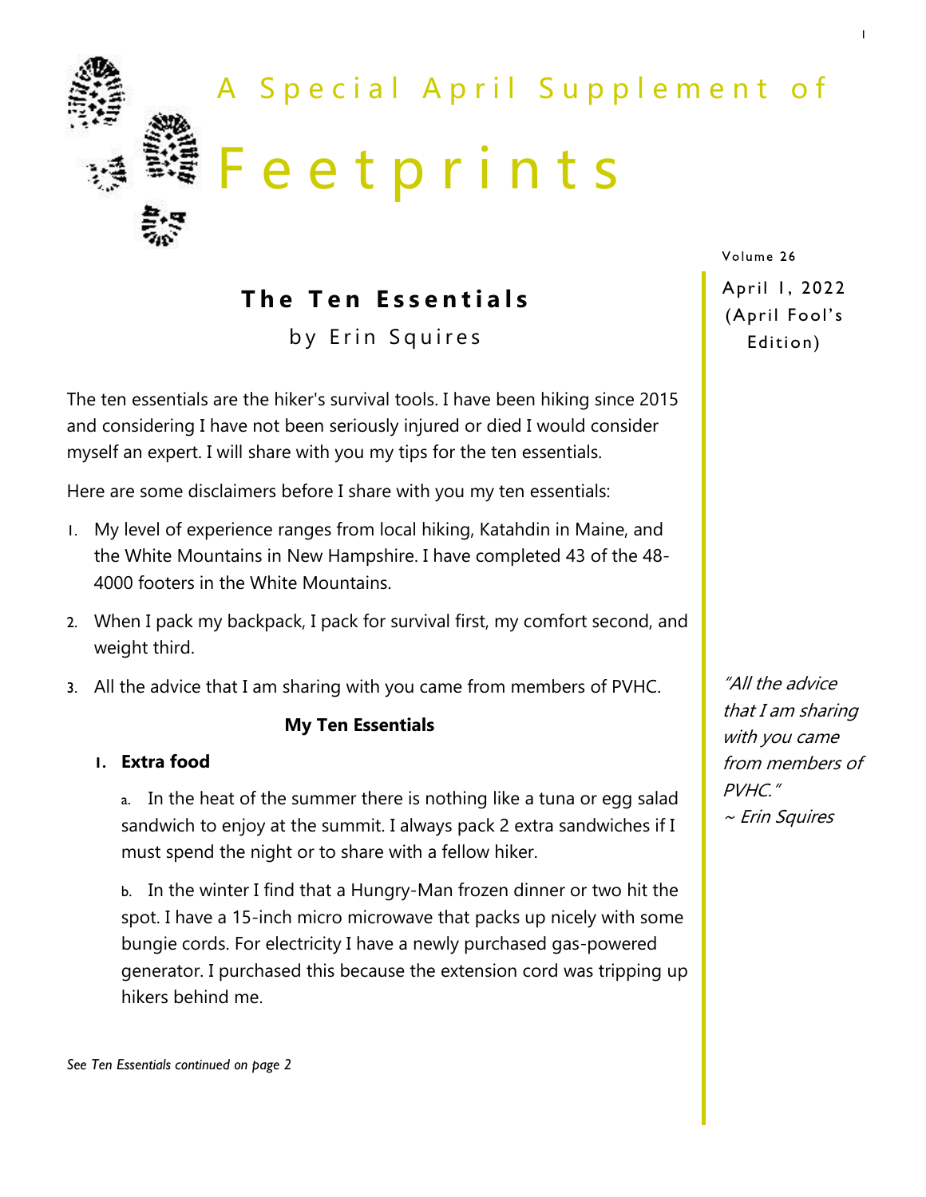A Special April Supplement of

# Feetprints

Volume 26

April 1, 2022 (April Fool's Edition)

## The Ten Essentials

by Erin Squires

The ten essentials are the hiker's survival tools. I have been hiking since 2015 and considering I have not been seriously injured or died I would consider myself an expert. I will share with you my tips for the ten essentials.

Here are some disclaimers before I share with you my ten essentials:

1. My level of experience ranges from local hiking, Katahdin in Maine, and the White Mountains in New Hampshire. I have completed 43 of the 48-4000 footers in the White Mountains.
2. When I pack my backpack, I pack for survival first, my comfort second, and weight third.
3. All the advice that I am sharing with you came from members of PVHC.

*"All the advice that I am sharing with you came from members of PVHC."*
*~ Erin Squires*

**My Ten Essentials**

1. **Extra food**

   a. In the heat of the summer there is nothing like a tuna or egg salad sandwich to enjoy at the summit. I always pack 2 extra sandwiches if I must spend the night or to share with a fellow hiker.

   b. In the winter I find that a Hungry-Man frozen dinner or two hit the spot. I have a 15-inch micro microwave that packs up nicely with some bungie cords. For electricity I have a newly purchased gas-powered generator. I purchased this because the extension cord was tripping up hikers behind me.

*See Ten Essentials continued on page 2*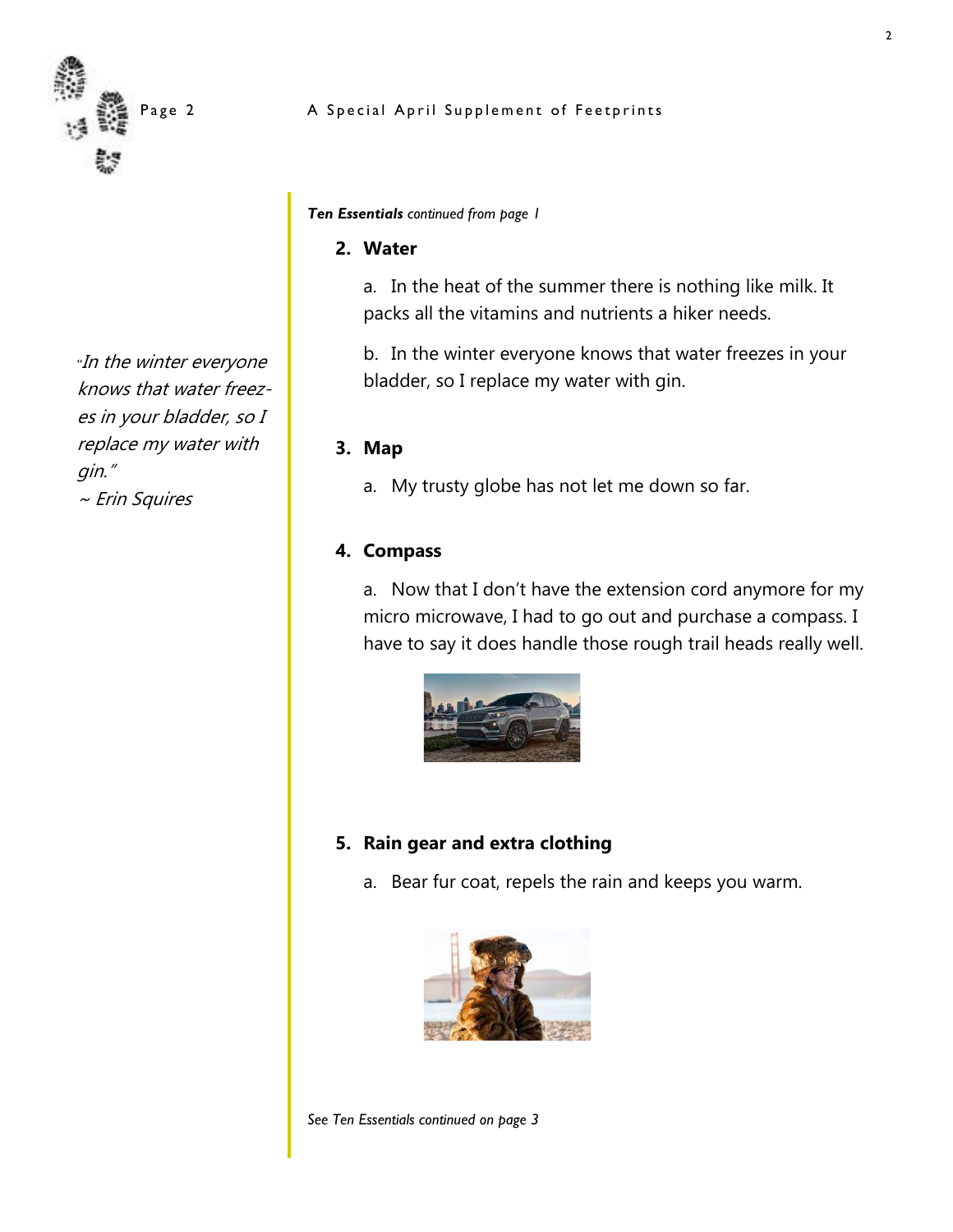*"In the winter everyone knows that water freezes in your bladder, so I replace my water with gin."*
*~ Erin Squires*

***Ten Essentials*** *continued from page 1*

2. **Water**

   a. In the heat of the summer there is nothing like milk. It packs all the vitamins and nutrients a hiker needs.

   b. In the winter everyone knows that water freezes in your bladder, so I replace my water with gin.

3. **Map**

   a. My trusty globe has not let me down so far.

4. **Compass**

   a. Now that I don't have the extension cord anymore for my micro microwave, I had to go out and purchase a compass. I have to say it does handle those rough trail heads really well.

5. **Rain gear and extra clothing**

   a. Bear fur coat, repels the rain and keeps you warm.

*See Ten Essentials continued on page 3*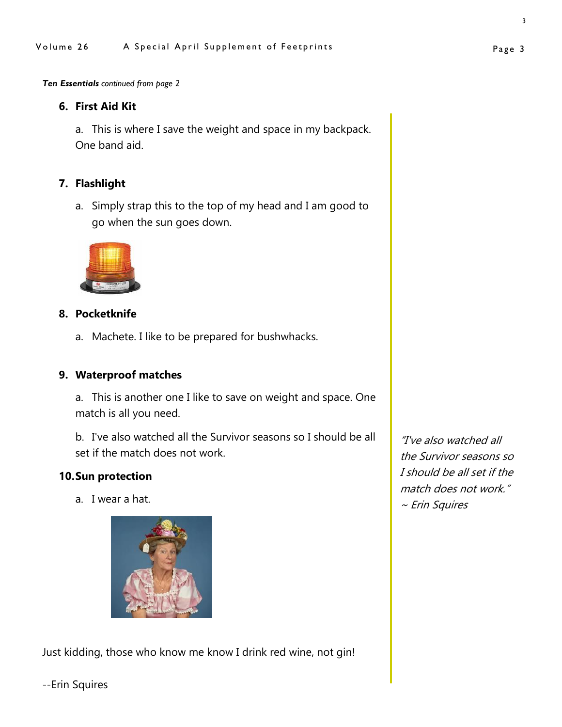*Ten Essentials continued from page 2*

6. **First Aid Kit**

   a. This is where I save the weight and space in my backpack. One band aid.

7. **Flashlight**

   a. Simply strap this to the top of my head and I am good to go when the sun goes down.

8. **Pocketknife**

   a. Machete. I like to be prepared for bushwhacks.

9. **Waterproof matches**

   a. This is another one I like to save on weight and space. One match is all you need.

   b. I've also watched all the Survivor seasons so I should be all set if the match does not work.

10. **Sun protection**

    a. I wear a hat.

Just kidding, those who know me know I drink red wine, not gin!

--Erin Squires

*"I've also watched all the Survivor seasons so I should be all set if the match does not work." ~ Erin Squires*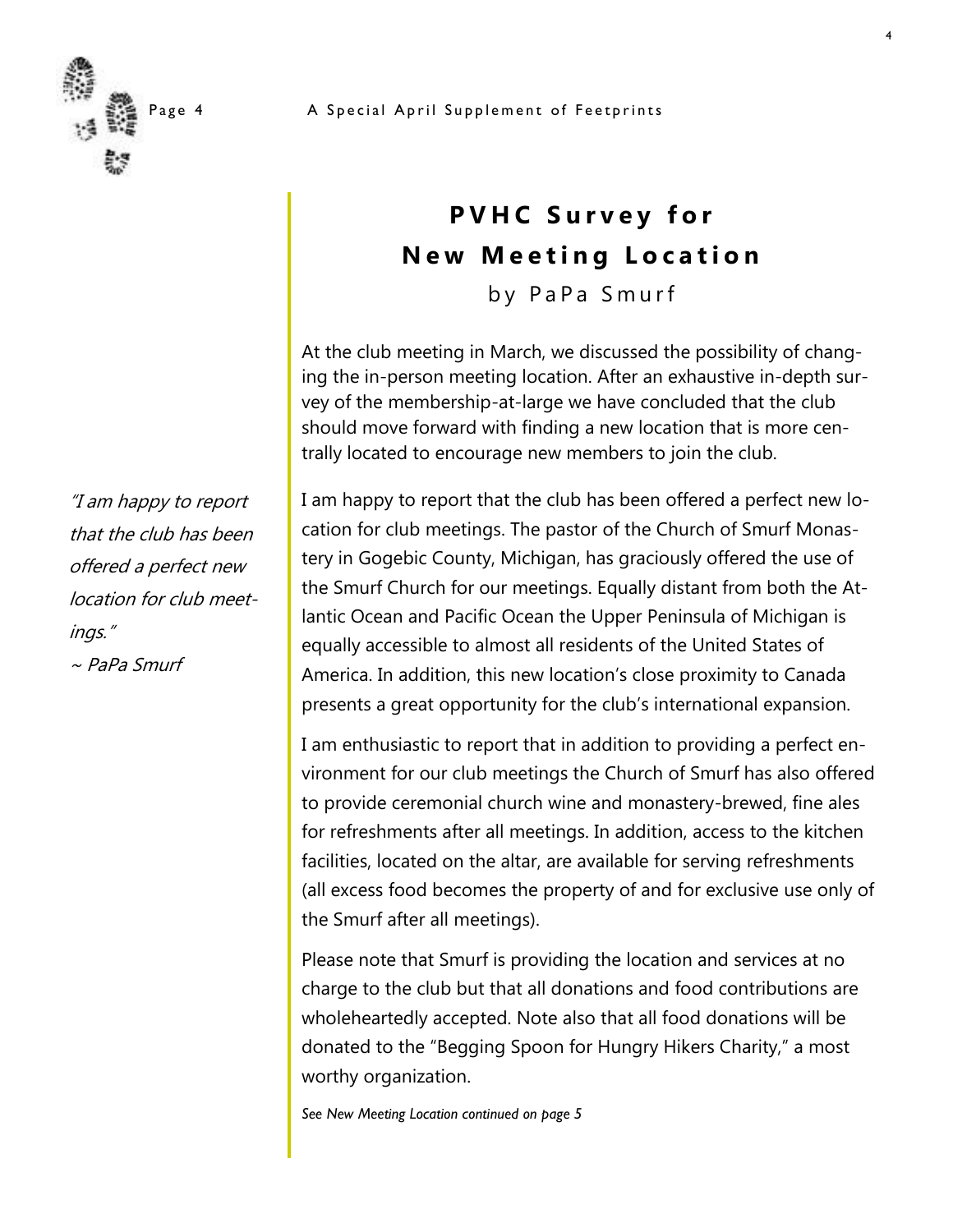# PVHC Survey for New Meeting Location

by PaPa Smurf

At the club meeting in March, we discussed the possibility of changing the in-person meeting location. After an exhaustive in-depth survey of the membership-at-large we have concluded that the club should move forward with finding a new location that is more centrally located to encourage new members to join the club.

*"I am happy to report that the club has been offered a perfect new location for club meetings."*
*~ PaPa Smurf*

I am happy to report that the club has been offered a perfect new location for club meetings. The pastor of the Church of Smurf Monastery in Gogebic County, Michigan, has graciously offered the use of the Smurf Church for our meetings. Equally distant from both the Atlantic Ocean and Pacific Ocean the Upper Peninsula of Michigan is equally accessible to almost all residents of the United States of America. In addition, this new location's close proximity to Canada presents a great opportunity for the club's international expansion.

I am enthusiastic to report that in addition to providing a perfect environment for our club meetings the Church of Smurf has also offered to provide ceremonial church wine and monastery-brewed, fine ales for refreshments after all meetings. In addition, access to the kitchen facilities, located on the altar, are available for serving refreshments (all excess food becomes the property of and for exclusive use only of the Smurf after all meetings).

Please note that Smurf is providing the location and services at no charge to the club but that all donations and food contributions are wholeheartedly accepted. Note also that all food donations will be donated to the "Begging Spoon for Hungry Hikers Charity," a most worthy organization.

*See New Meeting Location continued on page 5*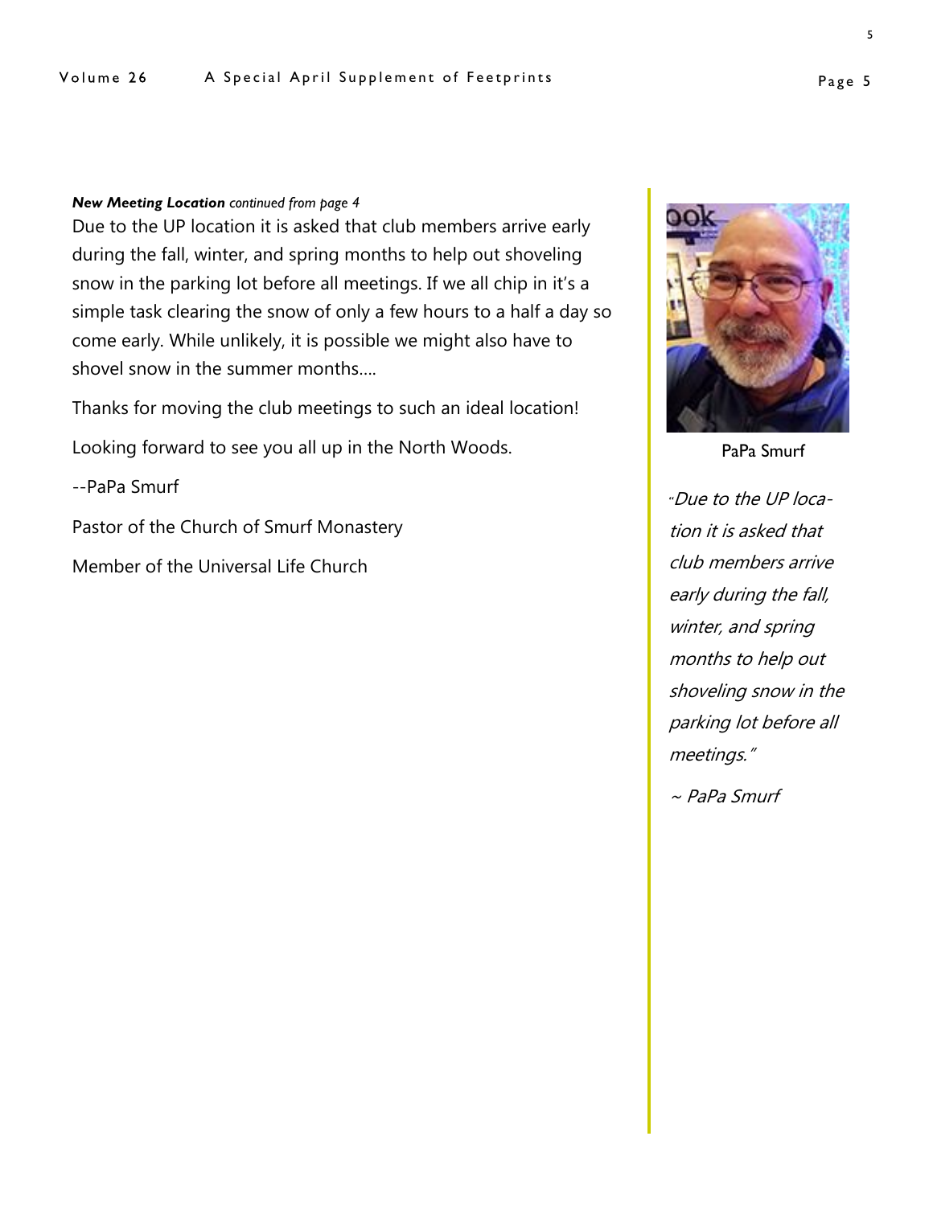***New Meeting Location*** *continued from page 4*

Due to the UP location it is asked that club members arrive early during the fall, winter, and spring months to help out shoveling snow in the parking lot before all meetings. If we all chip in it's a simple task clearing the snow of only a few hours to a half a day so come early. While unlikely, it is possible we might also have to shovel snow in the summer months....

Thanks for moving the club meetings to such an ideal location!

Looking forward to see you all up in the North Woods.

--PaPa Smurf

Pastor of the Church of Smurf Monastery

Member of the Universal Life Church

PaPa Smurf

*"Due to the UP location it is asked that club members arrive early during the fall, winter, and spring months to help out shoveling snow in the parking lot before all meetings."*

*~ PaPa Smurf*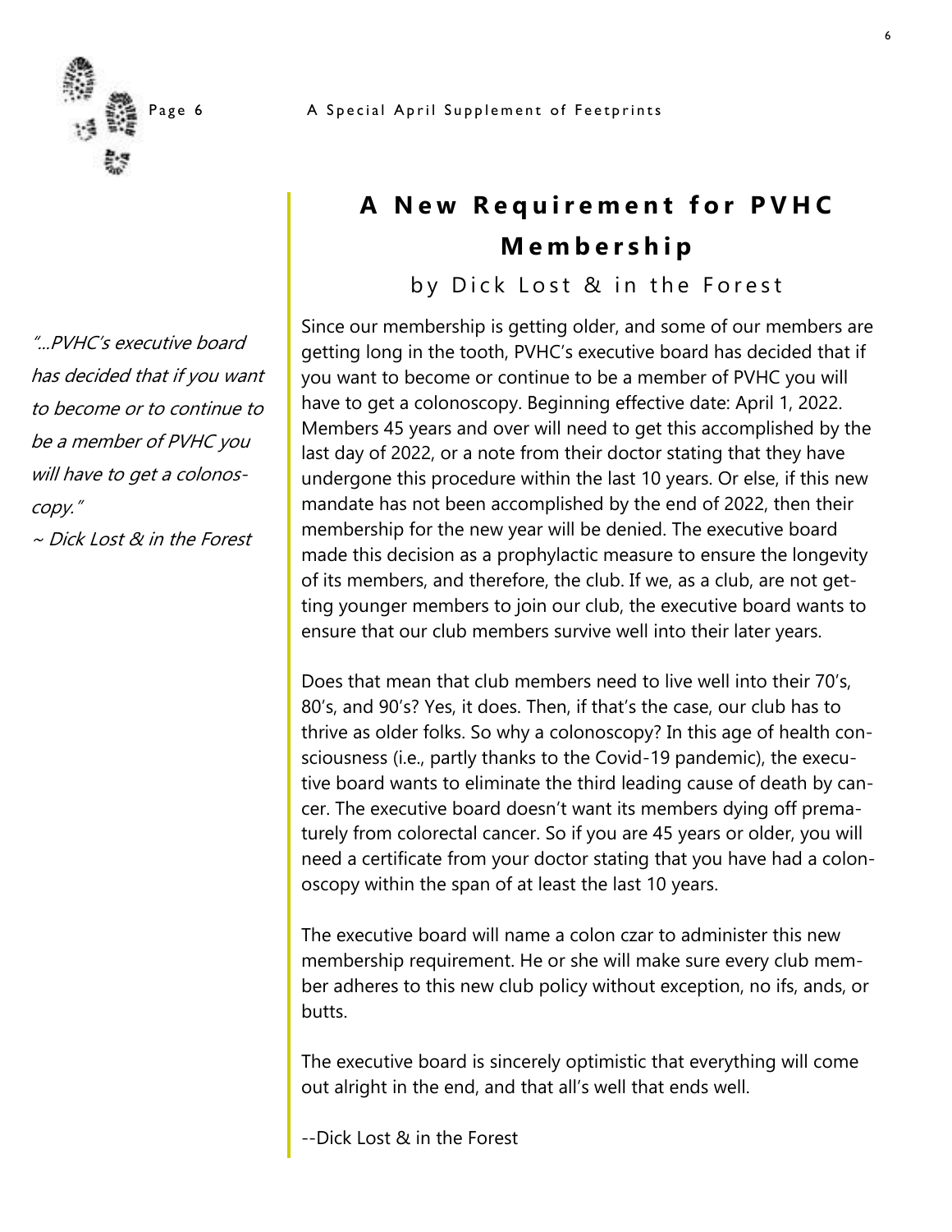# A New Requirement for PVHC Membership

by Dick Lost & in the Forest

*"...PVHC's executive board has decided that if you want to become or to continue to be a member of PVHC you will have to get a colonoscopy."*
*~ Dick Lost & in the Forest*

Since our membership is getting older, and some of our members are getting long in the tooth, PVHC's executive board has decided that if you want to become or continue to be a member of PVHC you will have to get a colonoscopy. Beginning effective date: April 1, 2022. Members 45 years and over will need to get this accomplished by the last day of 2022, or a note from their doctor stating that they have undergone this procedure within the last 10 years. Or else, if this new mandate has not been accomplished by the end of 2022, then their membership for the new year will be denied. The executive board made this decision as a prophylactic measure to ensure the longevity of its members, and therefore, the club. If we, as a club, are not getting younger members to join our club, the executive board wants to ensure that our club members survive well into their later years.

Does that mean that club members need to live well into their 70's, 80's, and 90's? Yes, it does. Then, if that's the case, our club has to thrive as older folks. So why a colonoscopy? In this age of health consciousness (i.e., partly thanks to the Covid-19 pandemic), the executive board wants to eliminate the third leading cause of death by cancer. The executive board doesn't want its members dying off prematurely from colorectal cancer. So if you are 45 years or older, you will need a certificate from your doctor stating that you have had a colonoscopy within the span of at least the last 10 years.

The executive board will name a colon czar to administer this new membership requirement. He or she will make sure every club member adheres to this new club policy without exception, no ifs, ands, or butts.

The executive board is sincerely optimistic that everything will come out alright in the end, and that all's well that ends well.

--Dick Lost & in the Forest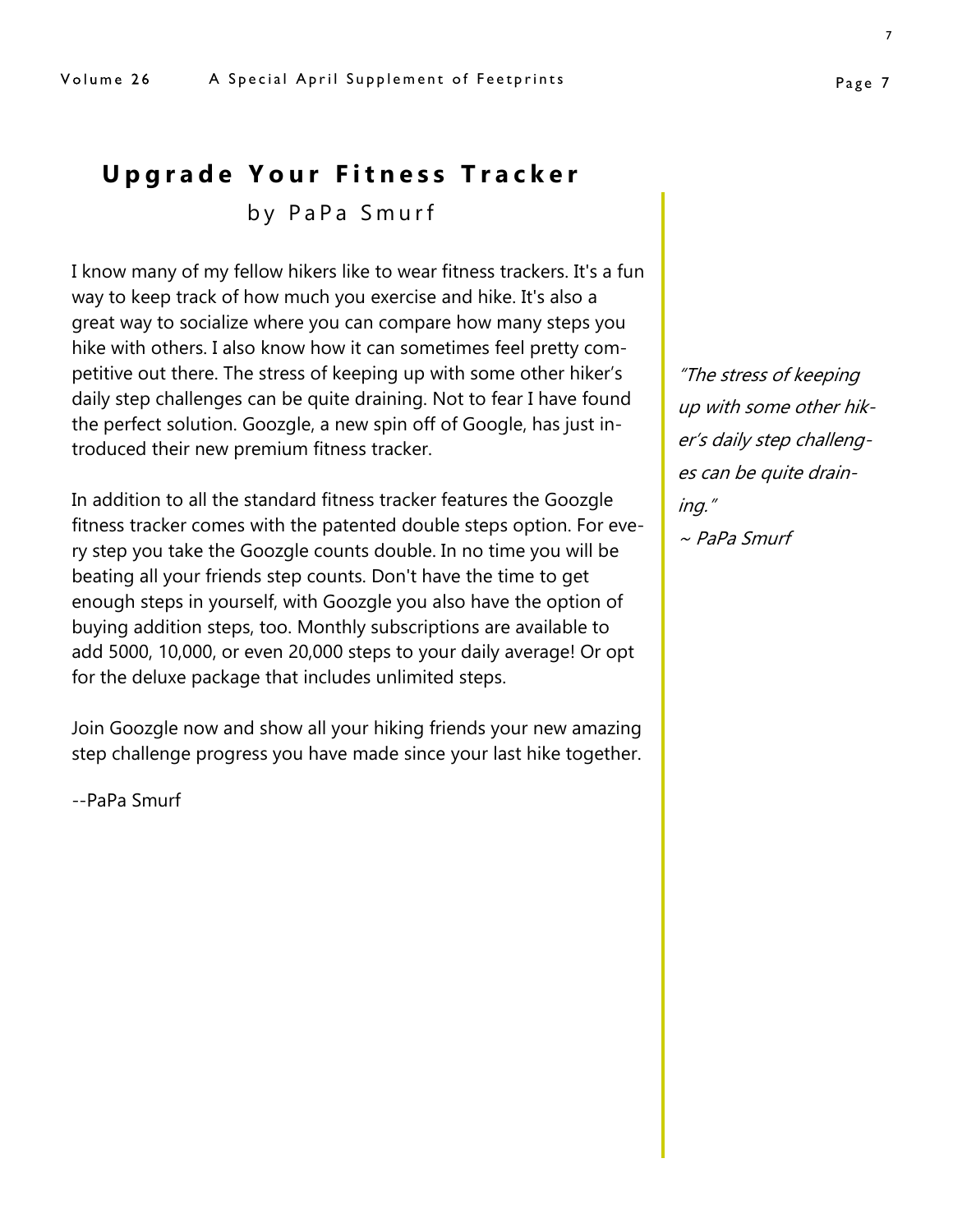# Upgrade Your Fitness Tracker

by PaPa Smurf

I know many of my fellow hikers like to wear fitness trackers. It's a fun way to keep track of how much you exercise and hike. It's also a great way to socialize where you can compare how many steps you hike with others. I also know how it can sometimes feel pretty competitive out there. The stress of keeping up with some other hiker's daily step challenges can be quite draining. Not to fear I have found the perfect solution. Goozgle, a new spin off of Google, has just introduced their new premium fitness tracker.

In addition to all the standard fitness tracker features the Goozgle fitness tracker comes with the patented double steps option. For every step you take the Goozgle counts double. In no time you will be beating all your friends step counts. Don't have the time to get enough steps in yourself, with Goozgle you also have the option of buying addition steps, too. Monthly subscriptions are available to add 5000, 10,000, or even 20,000 steps to your daily average! Or opt for the deluxe package that includes unlimited steps.

Join Goozgle now and show all your hiking friends your new amazing step challenge progress you have made since your last hike together.

--PaPa Smurf

*"The stress of keeping up with some other hiker's daily step challenges can be quite draining."*
*~ PaPa Smurf*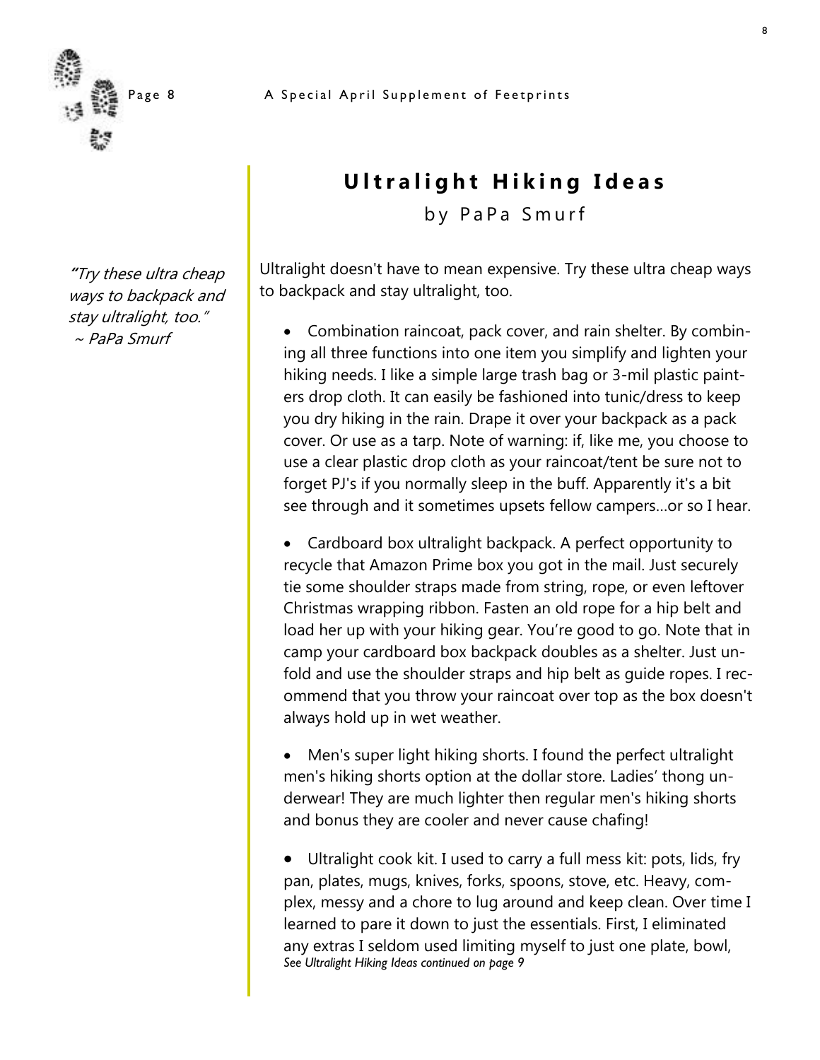## Ultralight Hiking Ideas

by PaPa Smurf

*"Try these ultra cheap ways to backpack and stay ultralight, too."*
*~ PaPa Smurf*

Ultralight doesn't have to mean expensive. Try these ultra cheap ways to backpack and stay ultralight, too.

- Combination raincoat, pack cover, and rain shelter. By combining all three functions into one item you simplify and lighten your hiking needs. I like a simple large trash bag or 3-mil plastic painters drop cloth. It can easily be fashioned into tunic/dress to keep you dry hiking in the rain. Drape it over your backpack as a pack cover. Or use as a tarp. Note of warning: if, like me, you choose to use a clear plastic drop cloth as your raincoat/tent be sure not to forget PJ's if you normally sleep in the buff. Apparently it's a bit see through and it sometimes upsets fellow campers…or so I hear.

- Cardboard box ultralight backpack. A perfect opportunity to recycle that Amazon Prime box you got in the mail. Just securely tie some shoulder straps made from string, rope, or even leftover Christmas wrapping ribbon. Fasten an old rope for a hip belt and load her up with your hiking gear. You're good to go. Note that in camp your cardboard box backpack doubles as a shelter. Just unfold and use the shoulder straps and hip belt as guide ropes. I recommend that you throw your raincoat over top as the box doesn't always hold up in wet weather.

- Men's super light hiking shorts. I found the perfect ultralight men's hiking shorts option at the dollar store. Ladies' thong underwear! They are much lighter then regular men's hiking shorts and bonus they are cooler and never cause chafing!

- Ultralight cook kit. I used to carry a full mess kit: pots, lids, fry pan, plates, mugs, knives, forks, spoons, stove, etc. Heavy, complex, messy and a chore to lug around and keep clean. Over time I learned to pare it down to just the essentials. First, I eliminated any extras I seldom used limiting myself to just one plate, bowl,

*See Ultralight Hiking Ideas continued on page 9*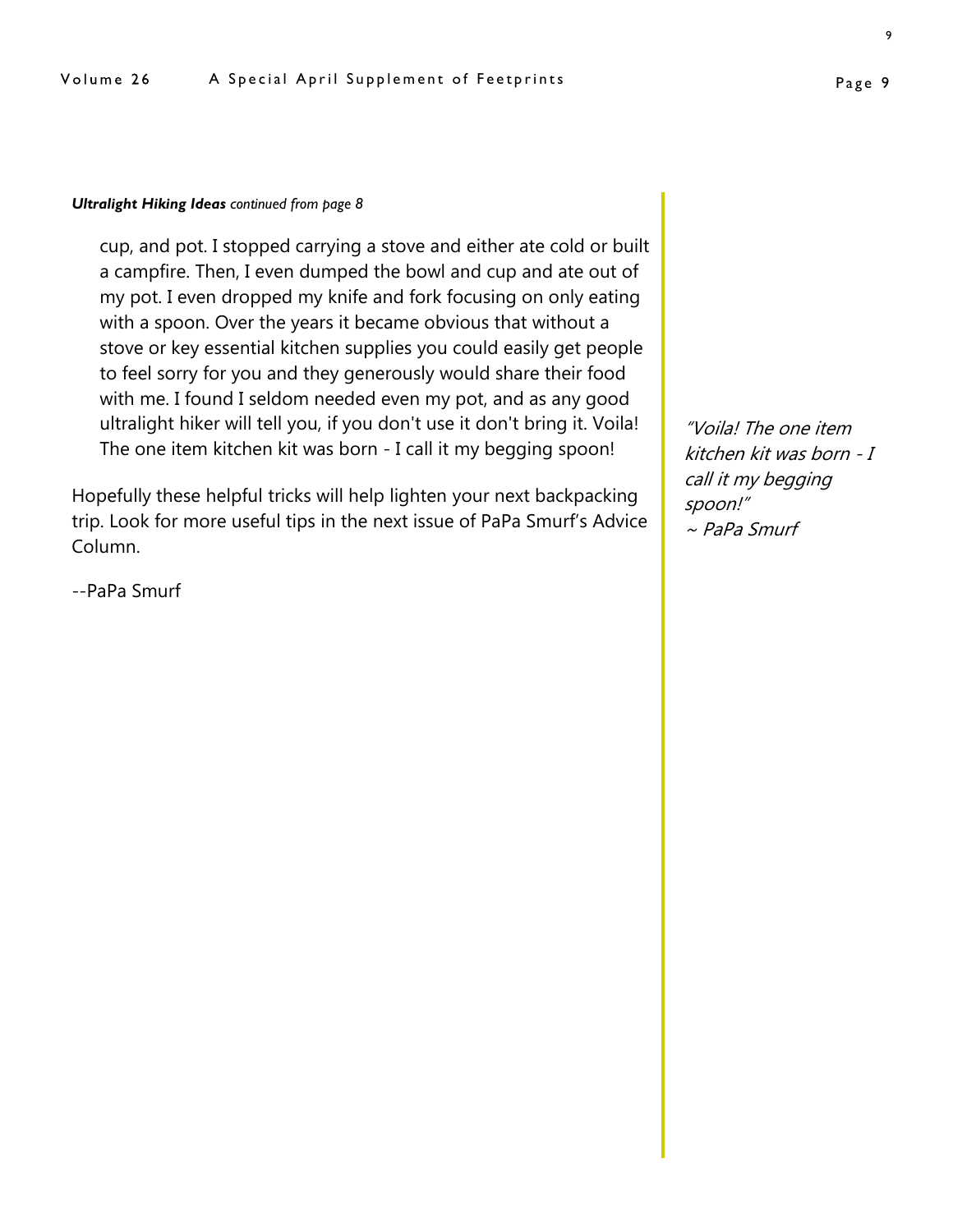***Ultralight Hiking Ideas** continued from page 8*

cup, and pot. I stopped carrying a stove and either ate cold or built a campfire. Then, I even dumped the bowl and cup and ate out of my pot. I even dropped my knife and fork focusing on only eating with a spoon. Over the years it became obvious that without a stove or key essential kitchen supplies you could easily get people to feel sorry for you and they generously would share their food with me. I found I seldom needed even my pot, and as any good ultralight hiker will tell you, if you don't use it don't bring it. Voila! The one item kitchen kit was born - I call it my begging spoon!

Hopefully these helpful tricks will help lighten your next backpacking trip. Look for more useful tips in the next issue of PaPa Smurf's Advice Column.

--PaPa Smurf

*"Voila! The one item kitchen kit was born - I call it my begging spoon!"*
*~ PaPa Smurf*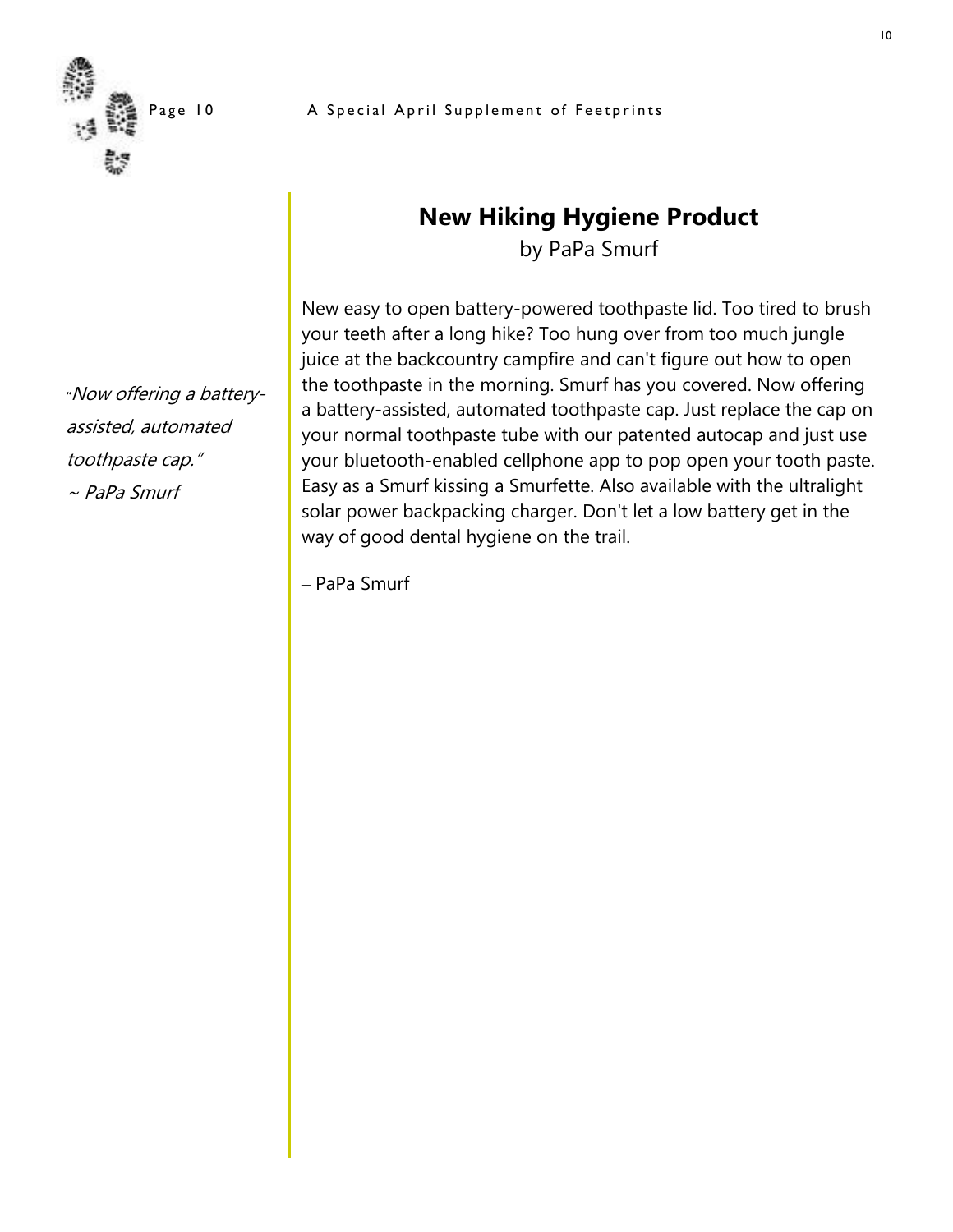## New Hiking Hygiene Product

by PaPa Smurf

*"Now offering a battery-assisted, automated toothpaste cap."*
*~ PaPa Smurf*

New easy to open battery-powered toothpaste lid. Too tired to brush your teeth after a long hike? Too hung over from too much jungle juice at the backcountry campfire and can't figure out how to open the toothpaste in the morning. Smurf has you covered. Now offering a battery-assisted, automated toothpaste cap. Just replace the cap on your normal toothpaste tube with our patented autocap and just use your bluetooth-enabled cellphone app to pop open your tooth paste. Easy as a Smurf kissing a Smurfette. Also available with the ultralight solar power backpacking charger. Don't let a low battery get in the way of good dental hygiene on the trail.

– PaPa Smurf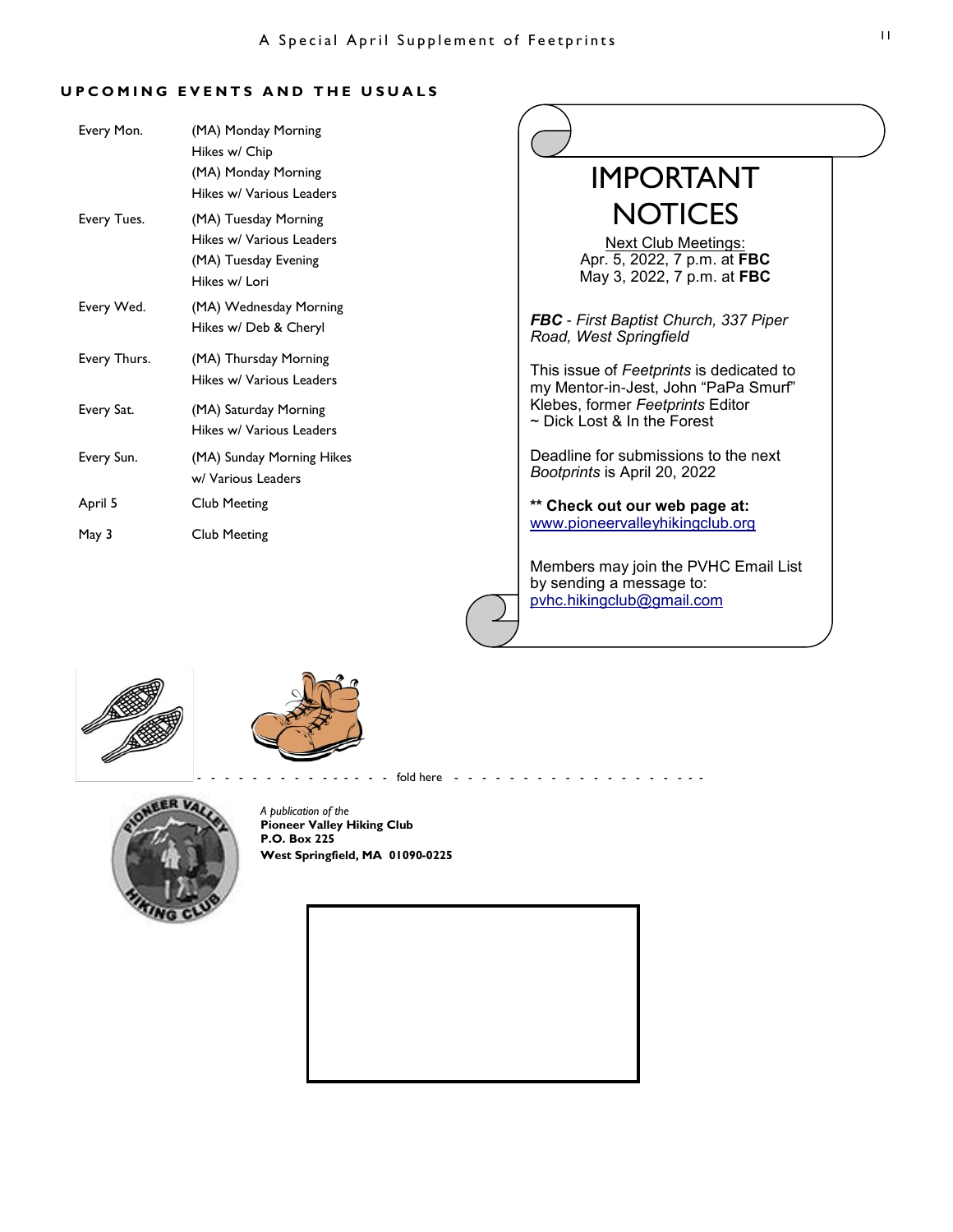## UPCOMING EVENTS AND THE USUALS

| | |
|---|---|
| Every Mon. | (MA) Monday Morning Hikes w/ Chip<br>(MA) Monday Morning Hikes w/ Various Leaders |
| Every Tues. | (MA) Tuesday Morning Hikes w/ Various Leaders<br>(MA) Tuesday Evening Hikes w/ Lori |
| Every Wed. | (MA) Wednesday Morning Hikes w/ Deb & Cheryl |
| Every Thurs. | (MA) Thursday Morning Hikes w/ Various Leaders |
| Every Sat. | (MA) Saturday Morning Hikes w/ Various Leaders |
| Every Sun. | (MA) Sunday Morning Hikes w/ Various Leaders |
| April 5 | Club Meeting |
| May 3 | Club Meeting |

## IMPORTANT NOTICES

Next Club Meetings:
Apr. 5, 2022, 7 p.m. at **FBC**
May 3, 2022, 7 p.m. at **FBC**

***FBC*** *- First Baptist Church, 337 Piper Road, West Springfield*

This issue of *Feetprints* is dedicated to my Mentor-in-Jest, John "PaPa Smurf" Klebes, former *Feetprints* Editor
~ Dick Lost & In the Forest

Deadline for submissions to the next *Bootprints* is April 20, 2022

**\*\* Check out our web page at:**
www.pioneervalleyhikingclub.org

Members may join the PVHC Email List by sending a message to:
pvhc.hikingclub@gmail.com

- - - - - - - - - - - - - - - fold here - - - - - - - - - - - - - - - - - - -

*A publication of the*
**Pioneer Valley Hiking Club**
**P.O. Box 225**
**West Springfield, MA 01090-0225**